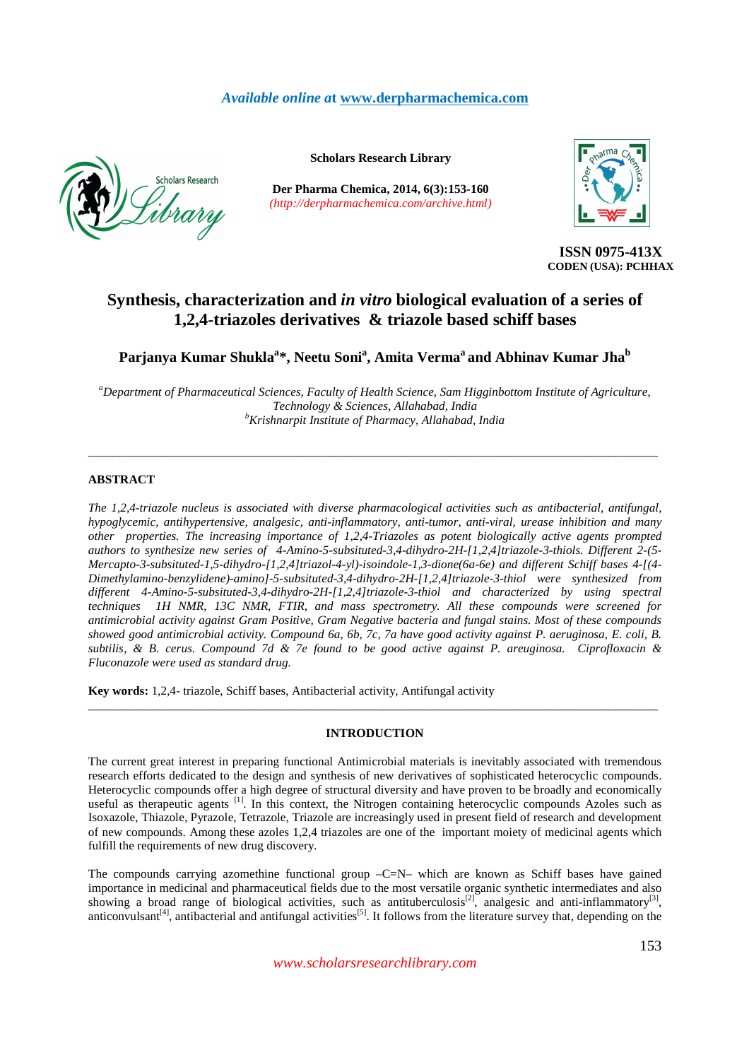Available online at www.derpharmachemica.com

Scholars Research Library

Der Pharma Chemica, 2014, 6(3):153-160
(http://derpharmachemica.com/archive.html)

ISSN 0975-413X
CODEN (USA): PCHHAX

# Synthesis, characterization and *in vitro* biological evaluation of a series of 1,2,4-triazoles derivatives & triazole based schiff bases

**Parjanya Kumar Shukla[a]\*, Neetu Soni[a], Amita Verma[a] and Abhinav Kumar Jha[b]**

*[a]Department of Pharmaceutical Sciences, Faculty of Health Science, Sam Higginbottom Institute of Agriculture, Technology & Sciences, Allahabad, India*
*[b]Krishnarpit Institute of Pharmacy, Allahabad, India*

---

## ABSTRACT

*The 1,2,4-triazole nucleus is associated with diverse pharmacological activities such as antibacterial, antifungal, hypoglycemic, antihypertensive, analgesic, anti-inflammatory, anti-tumor, anti-viral, urease inhibition and many other properties. The increasing importance of 1,2,4-Triazoles as potent biologically active agents prompted authors to synthesize new series of 4-Amino-5-subsituted-3,4-dihydro-2H-[1,2,4]triazole-3-thiols. Different 2-(5-Mercapto-3-subsituted-1,5-dihydro-[1,2,4]triazol-4-yl)-isoindole-1,3-dione(6a-6e) and different Schiff bases 4-[(4-Dimethylamino-benzylidene)-amino]-5-subsituted-3,4-dihydro-2H-[1,2,4]triazole-3-thiol were synthesized from different 4-Amino-5-subsituted-3,4-dihydro-2H-[1,2,4]triazole-3-thiol and characterized by using spectral techniques 1H NMR, 13C NMR, FTIR, and mass spectrometry. All these compounds were screened for antimicrobial activity against Gram Positive, Gram Negative bacteria and fungal stains. Most of these compounds showed good antimicrobial activity. Compound 6a, 6b, 7c, 7a have good activity against P. aeruginosa, E. coli, B. subtilis, & B. cerus. Compound 7d & 7e found to be good active against P. areuginosa. Ciprofloxacin & Fluconazole were used as standard drug.*

**Key words:** 1,2,4- triazole, Schiff bases, Antibacterial activity, Antifungal activity

---

## INTRODUCTION

The current great interest in preparing functional Antimicrobial materials is inevitably associated with tremendous research efforts dedicated to the design and synthesis of new derivatives of sophisticated heterocyclic compounds. Heterocyclic compounds offer a high degree of structural diversity and have proven to be broadly and economically useful as therapeutic agents [1]. In this context, the Nitrogen containing heterocyclic compounds Azoles such as Isoxazole, Thiazole, Pyrazole, Tetrazole, Triazole are increasingly used in present field of research and development of new compounds. Among these azoles 1,2,4 triazoles are one of the important moiety of medicinal agents which fulfill the requirements of new drug discovery.

The compounds carrying azomethine functional group –C=N– which are known as Schiff bases have gained importance in medicinal and pharmaceutical fields due to the most versatile organic synthetic intermediates and also showing a broad range of biological activities, such as antituberculosis[2], analgesic and anti-inflammatory[3], anticonvulsant[4], antibacterial and antifungal activities[5]. It follows from the literature survey that, depending on the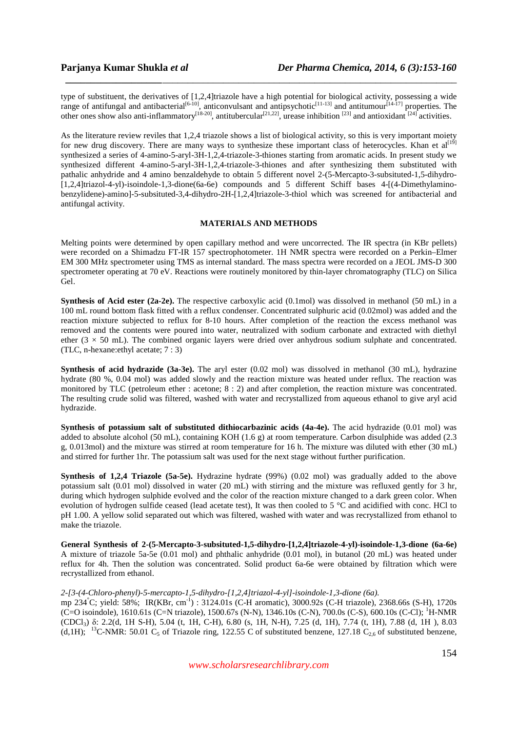type of substituent, the derivatives of [1,2,4]triazole have a high potential for biological activity, possessing a wide range of antifungal and antibacterial[6-10], anticonvulsant and antipsychotic[11-13] and antitumour[14-17] properties. The other ones show also anti-inflammatory[18-20], antitubercular[21,22], urease inhibition [23] and antioxidant [24] activities.

As the literature review reviles that 1,2,4 triazole shows a list of biological activity, so this is very important moiety for new drug discovery. There are many ways to synthesize these important class of heterocycles. Khan et al[19] synthesized a series of 4-amino-5-aryl-3H-1,2,4-triazole-3-thiones starting from aromatic acids. In present study we synthesized different 4-amino-5-aryl-3H-1,2,4-triazole-3-thiones and after synthesizing them substituted with pathalic anhydride and 4 amino benzaldehyde to obtain 5 different novel 2-(5-Mercapto-3-subsituted-1,5-dihydro-[1,2,4]triazol-4-yl)-isoindole-1,3-dione(6a-6e) compounds and 5 different Schiff bases 4-[(4-Dimethylamino-benzylidene)-amino]-5-subsituted-3,4-dihydro-2H-[1,2,4]triazole-3-thiol which was screened for antibacterial and antifungal activity.

## MATERIALS AND METHODS

Melting points were determined by open capillary method and were uncorrected. The IR spectra (in KBr pellets) were recorded on a Shimadzu FT-IR 157 spectrophotometer. 1H NMR spectra were recorded on a Perkin–Elmer EM 300 MHz spectrometer using TMS as internal standard. The mass spectra were recorded on a JEOL JMS-D 300 spectrometer operating at 70 eV. Reactions were routinely monitored by thin-layer chromatography (TLC) on Silica Gel.

**Synthesis of Acid ester (2a-2e).** The respective carboxylic acid (0.1mol) was dissolved in methanol (50 mL) in a 100 mL round bottom flask fitted with a reflux condenser. Concentrated sulphuric acid (0.02mol) was added and the reaction mixture subjected to reflux for 8-10 hours. After completion of the reaction the excess methanol was removed and the contents were poured into water, neutralized with sodium carbonate and extracted with diethyl ether ($3 \times 50$ mL). The combined organic layers were dried over anhydrous sodium sulphate and concentrated. (TLC, n-hexane:ethyl acetate; 7 : 3)

**Synthesis of acid hydrazide (3a-3e).** The aryl ester (0.02 mol) was dissolved in methanol (30 mL), hydrazine hydrate (80 %, 0.04 mol) was added slowly and the reaction mixture was heated under reflux. The reaction was monitored by TLC (petroleum ether : acetone; 8 : 2) and after completion, the reaction mixture was concentrated. The resulting crude solid was filtered, washed with water and recrystallized from aqueous ethanol to give aryl acid hydrazide.

**Synthesis of potassium salt of substituted dithiocarbazinic acids (4a-4e).** The acid hydrazide (0.01 mol) was added to absolute alcohol (50 mL), containing KOH (1.6 g) at room temperature. Carbon disulphide was added (2.3 g, 0.013mol) and the mixture was stirred at room temperature for 16 h. The mixture was diluted with ether (30 mL) and stirred for further 1hr. The potassium salt was used for the next stage without further purification.

**Synthesis of 1,2,4 Triazole (5a-5e).** Hydrazine hydrate (99%) (0.02 mol) was gradually added to the above potassium salt (0.01 mol) dissolved in water (20 mL) with stirring and the mixture was refluxed gently for 3 hr, during which hydrogen sulphide evolved and the color of the reaction mixture changed to a dark green color. When evolution of hydrogen sulfide ceased (lead acetate test), It was then cooled to 5 °C and acidified with conc. HCl to pH 1.00. A yellow solid separated out which was filtered, washed with water and was recrystallized from ethanol to make the triazole.

**General Synthesis of 2-(5-Mercapto-3-subsituted-1,5-dihydro-[1,2,4]triazole-4-yl)-isoindole-1,3-dione (6a-6e)** A mixture of triazole 5a-5e (0.01 mol) and phthalic anhydride (0.01 mol), in butanol (20 mL) was heated under reflux for 4h. Then the solution was concentrated. Solid product 6a-6e were obtained by filtration which were recrystallized from ethanol.

*2-[3-(4-Chloro-phenyl)-5-mercapto-1,5-dihydro-[1,2,4]triazol-4-yl]-isoindole-1,3-dione (6a).*
mp 234°C; yield: 58%; IR(KBr, $cm^{-1}$) : 3124.01s (C-H aromatic), 3000.92s (C-H triazole), 2368.66s (S-H), 1720s (C=O isoindole), 1610.61s (C=N triazole), 1500.67s (N-N), 1346.10s (C-N), 700.0s (C-S), 600.10s (C-Cl); $^{1}$H-NMR ($CDCl_3$) δ: 2.2(d, 1H S-H), 5.04 (t, 1H, C-H), 6.80 (s, 1H, N-H), 7.25 (d, 1H), 7.74 (t, 1H), 7.88 (d, 1H ), 8.03 (d,1H); $^{13}$C-NMR: 50.01 $C_5$ of Triazole ring, 122.55 C of substituted benzene, 127.18 $C_{2,6}$ of substituted benzene,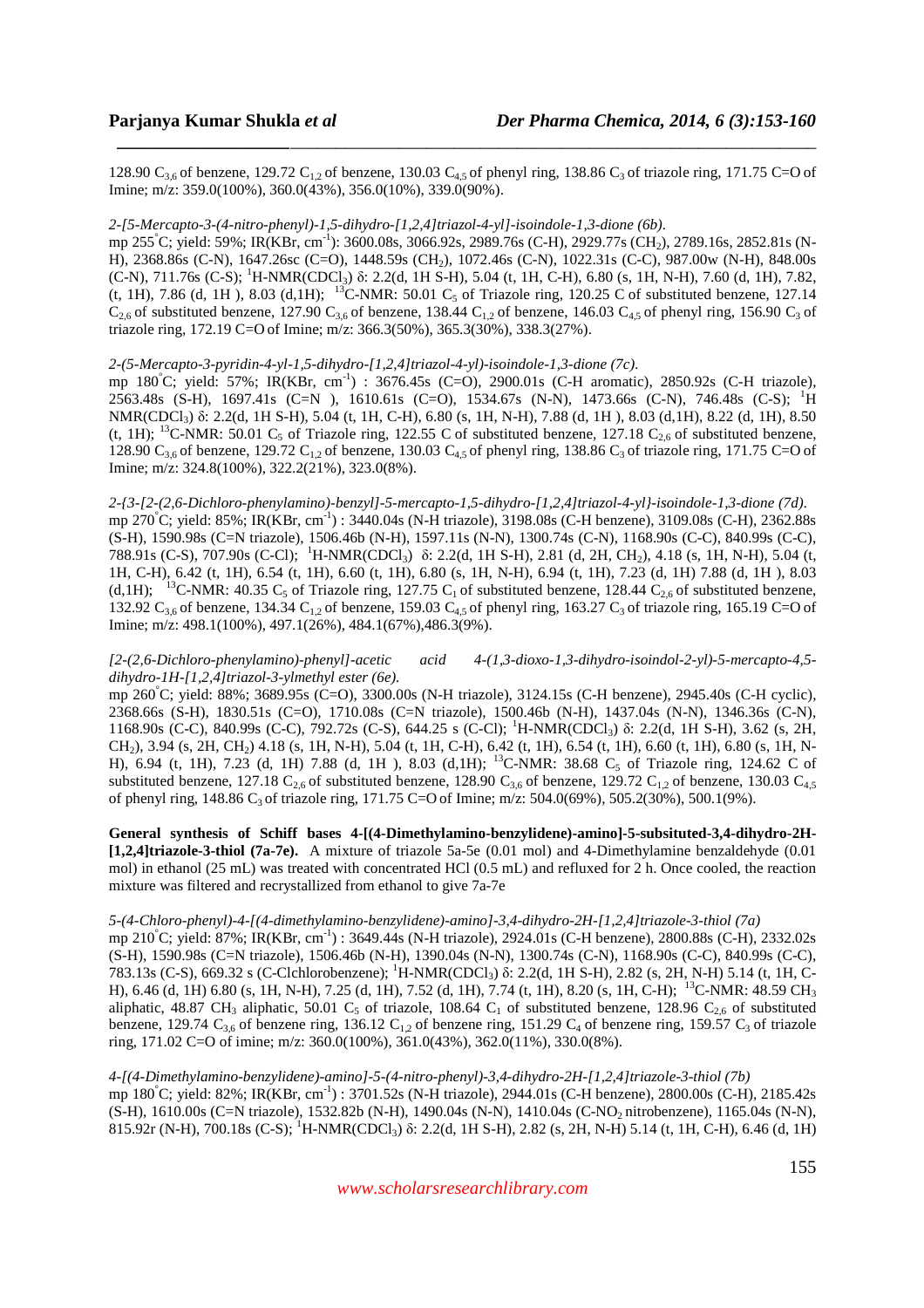128.90 $C_{3,6}$ of benzene, 129.72 $C_{1,2}$ of benzene, 130.03 $C_{4,5}$ of phenyl ring, 138.86 $C_3$ of triazole ring, 171.75 C=O of Imine; m/z: 359.0(100%), 360.0(43%), 356.0(10%), 339.0(90%).

*2-[5-Mercapto-3-(4-nitro-phenyl)-1,5-dihydro-[1,2,4]triazol-4-yl]-isoindole-1,3-dione (6b).*
mp 255°C; yield: 59%; IR(KBr, $cm^{-1}$): 3600.08s, 3066.92s, 2989.76s (C-H), 2929.77s ($CH_2$), 2789.16s, 2852.81s (N-H), 2368.86s (C-N), 1647.26sc (C=O), 1448.59s ($CH_2$), 1072.46s (C-N), 1022.31s (C-C), 987.00w (N-H), 848.00s (C-N), 711.76s (C-S); $^1$H-NMR($CDCl_3$) δ: 2.2(d, 1H S-H), 5.04 (t, 1H, C-H), 6.80 (s, 1H, N-H), 7.60 (d, 1H), 7.82, (t, 1H), 7.86 (d, 1H ), 8.03 (d,1H); $^{13}$C-NMR: 50.01 $C_5$ of Triazole ring, 120.25 C of substituted benzene, 127.14 $C_{2,6}$ of substituted benzene, 127.90 $C_{3,6}$ of benzene, 138.44 $C_{1,2}$ of benzene, 146.03 $C_{4,5}$ of phenyl ring, 156.90 $C_3$ of triazole ring, 172.19 C=O of Imine; m/z: 366.3(50%), 365.3(30%), 338.3(27%).

*2-(5-Mercapto-3-pyridin-4-yl-1,5-dihydro-[1,2,4]triazol-4-yl)-isoindole-1,3-dione (7c).*
mp 180°C; yield: 57%; IR(KBr, $cm^{-1}$) : 3676.45s (C=O), 2900.01s (C-H aromatic), 2850.92s (C-H triazole), 2563.48s (S-H), 1697.41s (C=N ), 1610.61s (C=O), 1534.67s (N-N), 1473.66s (C-N), 746.48s (C-S); $^1$H NMR($CDCl_3$) δ: 2.2(d, 1H S-H), 5.04 (t, 1H, C-H), 6.80 (s, 1H, N-H), 7.88 (d, 1H ), 8.03 (d,1H), 8.22 (d, 1H), 8.50 (t, 1H); $^{13}$C-NMR: 50.01 $C_5$ of Triazole ring, 122.55 C of substituted benzene, 127.18 $C_{2,6}$ of substituted benzene, 128.90 $C_{3,6}$ of benzene, 129.72 $C_{1,2}$ of benzene, 130.03 $C_{4,5}$ of phenyl ring, 138.86 $C_3$ of triazole ring, 171.75 C=O of Imine; m/z: 324.8(100%), 322.2(21%), 323.0(8%).

*2-{3-[2-(2,6-Dichloro-phenylamino)-benzyl]-5-mercapto-1,5-dihydro-[1,2,4]triazol-4-yl}-isoindole-1,3-dione (7d).*
mp 270°C; yield: 85%; IR(KBr, $cm^{-1}$) : 3440.04s (N-H triazole), 3198.08s (C-H benzene), 3109.08s (C-H), 2362.88s (S-H), 1590.98s (C=N triazole), 1506.46b (N-H), 1597.11s (N-N), 1300.74s (C-N), 1168.90s (C-C), 840.99s (C-C), 788.91s (C-S), 707.90s (C-Cl); $^1$H-NMR($CDCl_3$) δ: 2.2(d, 1H S-H), 2.81 (d, 2H, $CH_2$), 4.18 (s, 1H, N-H), 5.04 (t, 1H, C-H), 6.42 (t, 1H), 6.54 (t, 1H), 6.60 (t, 1H), 6.80 (s, 1H, N-H), 6.94 (t, 1H), 7.23 (d, 1H) 7.88 (d, 1H ), 8.03 (d,1H); $^{13}$C-NMR: 40.35 $C_5$ of Triazole ring, 127.75 $C_1$ of substituted benzene, 128.44 $C_{2,6}$ of substituted benzene, 132.92 $C_{3,6}$ of benzene, 134.34 $C_{1,2}$ of benzene, 159.03 $C_{4,5}$ of phenyl ring, 163.27 $C_3$ of triazole ring, 165.19 C=O of Imine; m/z: 498.1(100%), 497.1(26%), 484.1(67%),486.3(9%).

*[2-(2,6-Dichloro-phenylamino)-phenyl]-acetic acid 4-(1,3-dioxo-1,3-dihydro-isoindol-2-yl)-5-mercapto-4,5-dihydro-1H-[1,2,4]triazol-3-ylmethyl ester (6e).*
mp 260°C; yield: 88%; 3689.95s (C=O), 3300.00s (N-H triazole), 3124.15s (C-H benzene), 2945.40s (C-H cyclic), 2368.66s (S-H), 1830.51s (C=O), 1710.08s (C=N triazole), 1500.46b (N-H), 1437.04s (N-N), 1346.36s (C-N), 1168.90s (C-C), 840.99s (C-C), 792.72s (C-S), 644.25 s (C-Cl); $^1$H-NMR($CDCl_3$) δ: 2.2(d, 1H S-H), 3.62 (s, 2H, $CH_2$), 3.94 (s, 2H, $CH_2$) 4.18 (s, 1H, N-H), 5.04 (t, 1H, C-H), 6.42 (t, 1H), 6.54 (t, 1H), 6.60 (t, 1H), 6.80 (s, 1H, N-H), 6.94 (t, 1H), 7.23 (d, 1H) 7.88 (d, 1H ), 8.03 (d,1H); $^{13}$C-NMR: 38.68 $C_5$ of Triazole ring, 124.62 C of substituted benzene, 127.18 $C_{2,6}$ of substituted benzene, 128.90 $C_{3,6}$ of benzene, 129.72 $C_{1,2}$ of benzene, 130.03 $C_{4,5}$ of phenyl ring, 148.86 $C_3$ of triazole ring, 171.75 C=O of Imine; m/z: 504.0(69%), 505.2(30%), 500.1(9%).

**General synthesis of Schiff bases 4-[(4-Dimethylamino-benzylidene)-amino]-5-subsituted-3,4-dihydro-2H-[1,2,4]triazole-3-thiol (7a-7e).** A mixture of triazole 5a-5e (0.01 mol) and 4-Dimethylamine benzaldehyde (0.01 mol) in ethanol (25 mL) was treated with concentrated HCl (0.5 mL) and refluxed for 2 h. Once cooled, the reaction mixture was filtered and recrystallized from ethanol to give 7a-7e

*5-(4-Chloro-phenyl)-4-[(4-dimethylamino-benzylidene)-amino]-3,4-dihydro-2H-[1,2,4]triazole-3-thiol (7a)*
mp 210°C; yield: 87%; IR(KBr, $cm^{-1}$) : 3649.44s (N-H triazole), 2924.01s (C-H benzene), 2800.88s (C-H), 2332.02s (S-H), 1590.98s (C=N triazole), 1506.46b (N-H), 1390.04s (N-N), 1300.74s (C-N), 1168.90s (C-C), 840.99s (C-C), 783.13s (C-S), 669.32 s (C-Clchlorobenzene); $^1$H-NMR($CDCl_3$) δ: 2.2(d, 1H S-H), 2.82 (s, 2H, N-H) 5.14 (t, 1H, C-H), 6.46 (d, 1H) 6.80 (s, 1H, N-H), 7.25 (d, 1H), 7.52 (d, 1H), 7.74 (t, 1H), 8.20 (s, 1H, C-H); $^{13}$C-NMR: 48.59 $CH_3$ aliphatic, 48.87 $CH_3$ aliphatic, 50.01 $C_5$ of triazole, 108.64 $C_1$ of substituted benzene, 128.96 $C_{2,6}$ of substituted benzene, 129.74 $C_{3,6}$ of benzene ring, 136.12 $C_{1,2}$ of benzene ring, 151.29 $C_4$ of benzene ring, 159.57 $C_3$ of triazole ring, 171.02 C=O of imine; m/z: 360.0(100%), 361.0(43%), 362.0(11%), 330.0(8%).

*4-[(4-Dimethylamino-benzylidene)-amino]-5-(4-nitro-phenyl)-3,4-dihydro-2H-[1,2,4]triazole-3-thiol (7b)*
mp 180°C; yield: 82%; IR(KBr, $cm^{-1}$) : 3701.52s (N-H triazole), 2944.01s (C-H benzene), 2800.00s (C-H), 2185.42s (S-H), 1610.00s (C=N triazole), 1532.82b (N-H), 1490.04s (N-N), 1410.04s (C-$NO_2$ nitrobenzene), 1165.04s (N-N), 815.92r (N-H), 700.18s (C-S); $^1$H-NMR($CDCl_3$) δ: 2.2(d, 1H S-H), 2.82 (s, 2H, N-H) 5.14 (t, 1H, C-H), 6.46 (d, 1H)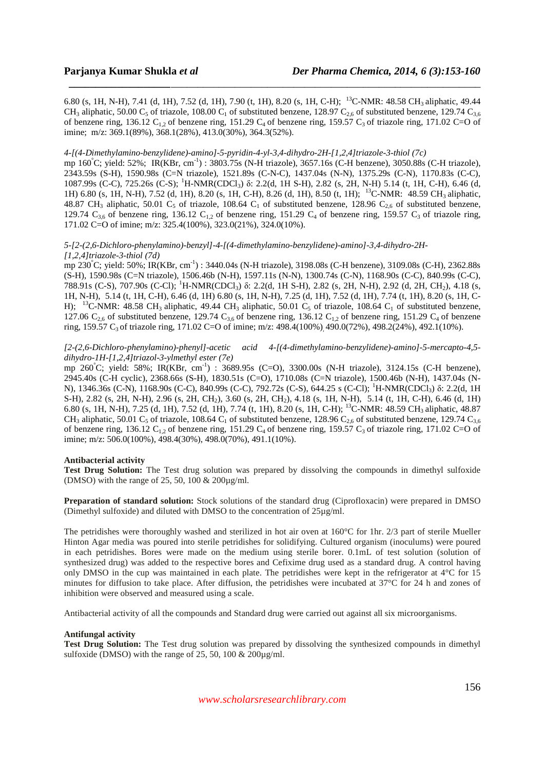6.80 (s, 1H, N-H), 7.41 (d, 1H), 7.52 (d, 1H), 7.90 (t, 1H), 8.20 (s, 1H, C-H); $^{13}$C-NMR: 48.58 $CH_3$ aliphatic, 49.44 $CH_3$ aliphatic, 50.00 $C_5$ of triazole, 108.00 $C_1$ of substituted benzene, 128.97 $C_{2,6}$ of substituted benzene, 129.74 $C_{3,6}$ of benzene ring, 136.12 $C_{1,2}$ of benzene ring, 151.29 $C_4$ of benzene ring, 159.57 $C_3$ of triazole ring, 171.02 C=O of imine; m/z: 369.1(89%), 368.1(28%), 413.0(30%), 364.3(52%).

*4-[(4-Dimethylamino-benzylidene)-amino]-5-pyridin-4-yl-3,4-dihydro-2H-[1,2,4]triazole-3-thiol (7c)*

mp 160°C; yield: 52%; IR(KBr, cm$^{-1}$) : 3803.75s (N-H triazole), 3657.16s (C-H benzene), 3050.88s (C-H triazole), 2343.59s (S-H), 1590.98s (C=N triazole), 1521.89s (C-N-C), 1437.04s (N-N), 1375.29s (C-N), 1170.83s (C-C), 1087.99s (C-C), 725.26s (C-S); $^{1}$H-NMR($CDCl_3$) δ: 2.2(d, 1H S-H), 2.82 (s, 2H, N-H) 5.14 (t, 1H, C-H), 6.46 (d, 1H) 6.80 (s, 1H, N-H), 7.52 (d, 1H), 8.20 (s, 1H, C-H), 8.26 (d, 1H), 8.50 (t, 1H); $^{13}$C-NMR: 48.59 $CH_3$ aliphatic, 48.87 $CH_3$ aliphatic, 50.01 $C_5$ of triazole, 108.64 $C_1$ of substituted benzene, 128.96 $C_{2,6}$ of substituted benzene, 129.74 $C_{3,6}$ of benzene ring, 136.12 $C_{1,2}$ of benzene ring, 151.29 $C_4$ of benzene ring, 159.57 $C_3$ of triazole ring, 171.02 C=O of imine; m/z: 325.4(100%), 323.0(21%), 324.0(10%).

*5-[2-(2,6-Dichloro-phenylamino)-benzyl]-4-[(4-dimethylamino-benzylidene)-amino]-3,4-dihydro-2H-[1,2,4]triazole-3-thiol (7d)*

mp 230°C; yield: 50%; IR(KBr, cm$^{-1}$) : 3440.04s (N-H triazole), 3198.08s (C-H benzene), 3109.08s (C-H), 2362.88s (S-H), 1590.98s (C=N triazole), 1506.46b (N-H), 1597.11s (N-N), 1300.74s (C-N), 1168.90s (C-C), 840.99s (C-C), 788.91s (C-S), 707.90s (C-Cl); $^{1}$H-NMR($CDCl_3$) δ: 2.2(d, 1H S-H), 2.82 (s, 2H, N-H), 2.92 (d, 2H, $CH_2$), 4.18 (s, 1H, N-H), 5.14 (t, 1H, C-H), 6.46 (d, 1H) 6.80 (s, 1H, N-H), 7.25 (d, 1H), 7.52 (d, 1H), 7.74 (t, 1H), 8.20 (s, 1H, C-H); $^{13}$C-NMR: 48.58 $CH_3$ aliphatic, 49.44 $CH_3$ aliphatic, 50.01 $C_5$ of triazole, 108.64 $C_1$ of substituted benzene, 127.06 $C_{2,6}$ of substituted benzene, 129.74 $C_{3,6}$ of benzene ring, 136.12 $C_{1,2}$ of benzene ring, 151.29 $C_4$ of benzene ring, 159.57 $C_3$ of triazole ring, 171.02 C=O of imine; m/z: 498.4(100%), 490.0(72%), 498.2(24%), 492.1(10%).

*[2-(2,6-Dichloro-phenylamino)-phenyl]-acetic acid 4-[(4-dimethylamino-benzylidene)-amino]-5-mercapto-4,5-dihydro-1H-[1,2,4]triazol-3-ylmethyl ester (7e)*

mp 260°C; yield: 58%; IR(KBr, cm$^{-1}$) : 3689.95s (C=O), 3300.00s (N-H triazole), 3124.15s (C-H benzene), 2945.40s (C-H cyclic), 2368.66s (S-H), 1830.51s (C=O), 1710.08s (C=N triazole), 1500.46b (N-H), 1437.04s (N-N), 1346.36s (C-N), 1168.90s (C-C), 840.99s (C-C), 792.72s (C-S), 644.25 s (C-Cl); $^{1}$H-NMR($CDCl_3$) δ: 2.2(d, 1H S-H), 2.82 (s, 2H, N-H), 2.96 (s, 2H, $CH_2$), 3.60 (s, 2H, $CH_2$), 4.18 (s, 1H, N-H), 5.14 (t, 1H, C-H), 6.46 (d, 1H) 6.80 (s, 1H, N-H), 7.25 (d, 1H), 7.52 (d, 1H), 7.74 (t, 1H), 8.20 (s, 1H, C-H); $^{13}$C-NMR: 48.59 $CH_3$ aliphatic, 48.87 $CH_3$ aliphatic, 50.01 $C_5$ of triazole, 108.64 $C_1$ of substituted benzene, 128.96 $C_{2,6}$ of substituted benzene, 129.74 $C_{3,6}$ of benzene ring, 136.12 $C_{1,2}$ of benzene ring, 151.29 $C_4$ of benzene ring, 159.57 $C_3$ of triazole ring, 171.02 C=O of imine; m/z: 506.0(100%), 498.4(30%), 498.0(70%), 491.1(10%).

**Antibacterial activity**

**Test Drug Solution:** The Test drug solution was prepared by dissolving the compounds in dimethyl sulfoxide (DMSO) with the range of 25, 50, 100 & 200µg/ml.

**Preparation of standard solution:** Stock solutions of the standard drug (Ciprofloxacin) were prepared in DMSO (Dimethyl sulfoxide) and diluted with DMSO to the concentration of 25µg/ml.

The petridishes were thoroughly washed and sterilized in hot air oven at 160°C for 1hr. 2/3 part of sterile Mueller Hinton Agar media was poured into sterile petridishes for solidifying. Cultured organism (inoculums) were poured in each petridishes. Bores were made on the medium using sterile borer. 0.1mL of test solution (solution of synthesized drug) was added to the respective bores and Cefixime drug used as a standard drug. A control having only DMSO in the cup was maintained in each plate. The petridishes were kept in the refrigerator at 4°C for 15 minutes for diffusion to take place. After diffusion, the petridishes were incubated at 37°C for 24 h and zones of inhibition were observed and measured using a scale.

Antibacterial activity of all the compounds and Standard drug were carried out against all six microorganisms.

**Antifungal activity**

**Test Drug Solution:** The Test drug solution was prepared by dissolving the synthesized compounds in dimethyl sulfoxide (DMSO) with the range of 25, 50, 100 & 200µg/ml.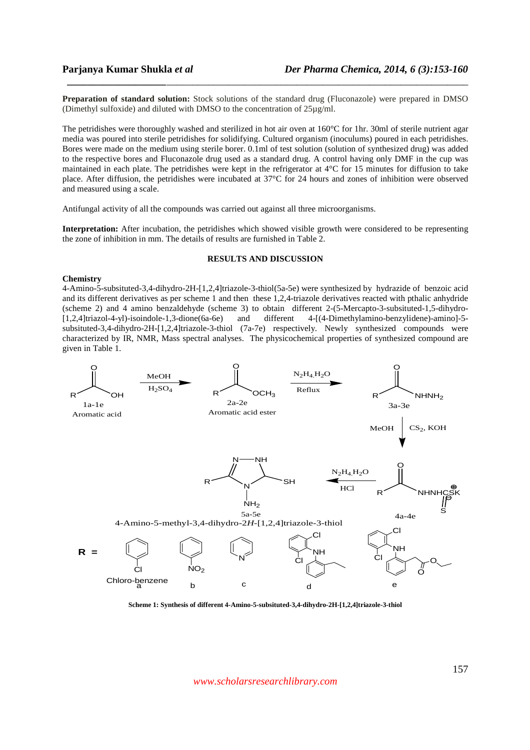**Preparation of standard solution:** Stock solutions of the standard drug (Fluconazole) were prepared in DMSO (Dimethyl sulfoxide) and diluted with DMSO to the concentration of 25µg/ml.

The petridishes were thoroughly washed and sterilized in hot air oven at 160°C for 1hr. 30ml of sterile nutrient agar media was poured into sterile petridishes for solidifying. Cultured organism (inoculums) poured in each petridishes. Bores were made on the medium using sterile borer. 0.1ml of test solution (solution of synthesized drug) was added to the respective bores and Fluconazole drug used as a standard drug. A control having only DMF in the cup was maintained in each plate. The petridishes were kept in the refrigerator at 4°C for 15 minutes for diffusion to take place. After diffusion, the petridishes were incubated at 37°C for 24 hours and zones of inhibition were observed and measured using a scale.

Antifungal activity of all the compounds was carried out against all three microorganisms.

**Interpretation:** After incubation, the petridishes which showed visible growth were considered to be representing the zone of inhibition in mm. The details of results are furnished in Table 2.

## RESULTS AND DISCUSSION

### Chemistry

4-Amino-5-subsituted-3,4-dihydro-2H-[1,2,4]triazole-3-thiol(5a-5e) were synthesized by hydrazide of benzoic acid and its different derivatives as per scheme 1 and then these 1,2,4-triazole derivatives reacted with pthalic anhydride (scheme 2) and 4 amino benzaldehyde (scheme 3) to obtain different 2-(5-Mercapto-3-subsituted-1,5-dihydro-[1,2,4]triazol-4-yl)-isoindole-1,3-dione(6a-6e) and different 4-[(4-Dimethylamino-benzylidene)-amino]-5-subsituted-3,4-dihydro-2H-[1,2,4]triazole-3-thiol (7a-7e) respectively. Newly synthesized compounds were characterized by IR, NMR, Mass spectral analyses. The physicochemical properties of synthesized compound are given in Table 1.

**Scheme 1: Synthesis of different 4-Amino-5-subsituted-3,4-dihydro-2H-[1,2,4]triazole-3-thiol**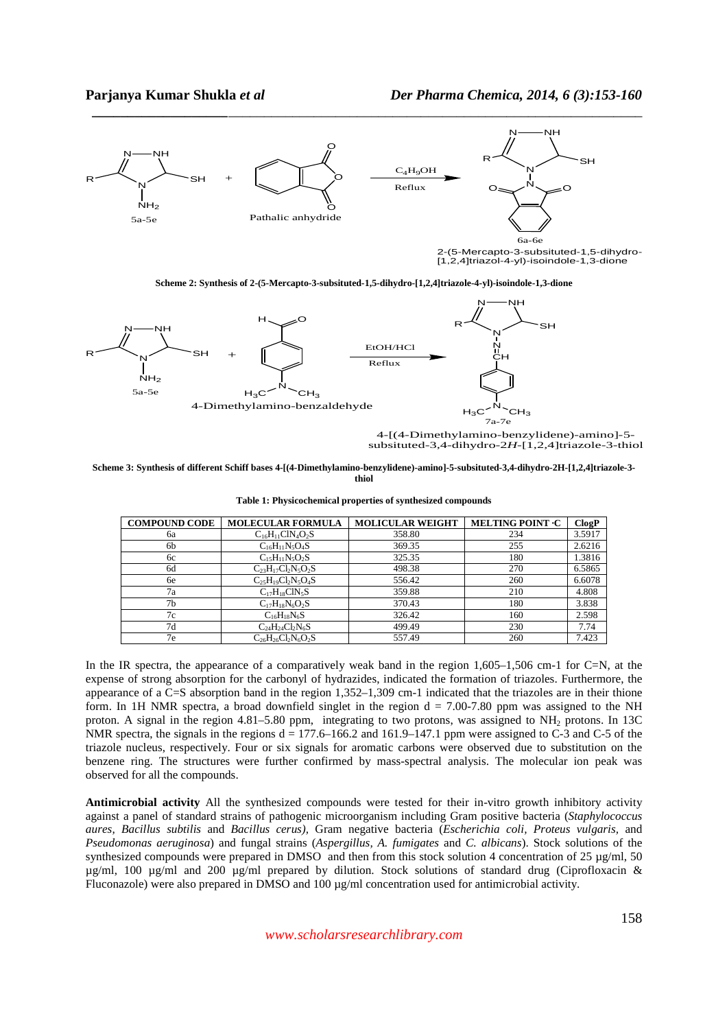Scheme 2: Synthesis of 2-(5-Mercapto-3-subsituted-1,5-dihydro-[1,2,4]triazole-4-yl)-isoindole-1,3-dione

Scheme 3: Synthesis of different Schiff bases 4-[(4-Dimethylamino-benzylidene)-amino]-5-subsituted-3,4-dihydro-2H-[1,2,4]triazole-3-thiol

**Table 1: Physicochemical properties of synthesized compounds**

| COMPOUND CODE | MOLECULAR FORMULA | MOLICULAR WEIGHT | MELTING POINT ·C | ClogP |
|---|---|---|---|---|
| 6a | $C_{16}H_{11}ClN_4O_2S$ | 358.80 | 234 | 3.5917 |
| 6b | $C_{16}H_{11}N_5O_4S$ | 369.35 | 255 | 2.6216 |
| 6c | $C_{15}H_{11}N_5O_2S$ | 325.35 | 180 | 1.3816 |
| 6d | $C_{23}H_{17}Cl_2N_5O_2S$ | 498.38 | 270 | 6.5865 |
| 6e | $C_{25}H_{19}Cl_2N_5O_4S$ | 556.42 | 260 | 6.6078 |
| 7a | $C_{17}H_{18}ClN_5S$ | 359.88 | 210 | 4.808 |
| 7b | $C_{17}H_{18}N_6O_2S$ | 370.43 | 180 | 3.838 |
| 7c | $C_{16}H_{18}N_6S$ | 326.42 | 160 | 2.598 |
| 7d | $C_{24}H_{24}Cl_2N_6S$ | 499.49 | 230 | 7.74 |
| 7e | $C_{26}H_{26}Cl_2N_6O_2S$ | 557.49 | 260 | 7.423 |

In the IR spectra, the appearance of a comparatively weak band in the region 1,605–1,506 cm-1 for C=N, at the expense of strong absorption for the carbonyl of hydrazides, indicated the formation of triazoles. Furthermore, the appearance of a C=S absorption band in the region 1,352–1,309 cm-1 indicated that the triazoles are in their thione form. In 1H NMR spectra, a broad downfield singlet in the region d = 7.00-7.80 ppm was assigned to the NH proton. A signal in the region 4.81–5.80 ppm, integrating to two protons, was assigned to $NH_2$ protons. In 13C NMR spectra, the signals in the regions d = 177.6–166.2 and 161.9–147.1 ppm were assigned to C-3 and C-5 of the triazole nucleus, respectively. Four or six signals for aromatic carbons were observed due to substitution on the benzene ring. The structures were further confirmed by mass-spectral analysis. The molecular ion peak was observed for all the compounds.

**Antimicrobial activity** All the synthesized compounds were tested for their in-vitro growth inhibitory activity against a panel of standard strains of pathogenic microorganism including Gram positive bacteria (*Staphylococcus aures, Bacillus subtilis* and *Bacillus cerus)*, Gram negative bacteria (*Escherichia coli, Proteus vulgaris,* and *Pseudomonas aeruginosa*) and fungal strains (*Aspergillus, A. fumigates* and *C. albicans*). Stock solutions of the synthesized compounds were prepared in DMSO and then from this stock solution 4 concentration of 25 µg/ml, 50 µg/ml, 100 µg/ml and 200 µg/ml prepared by dilution. Stock solutions of standard drug (Ciprofloxacin & Fluconazole) were also prepared in DMSO and 100 µg/ml concentration used for antimicrobial activity.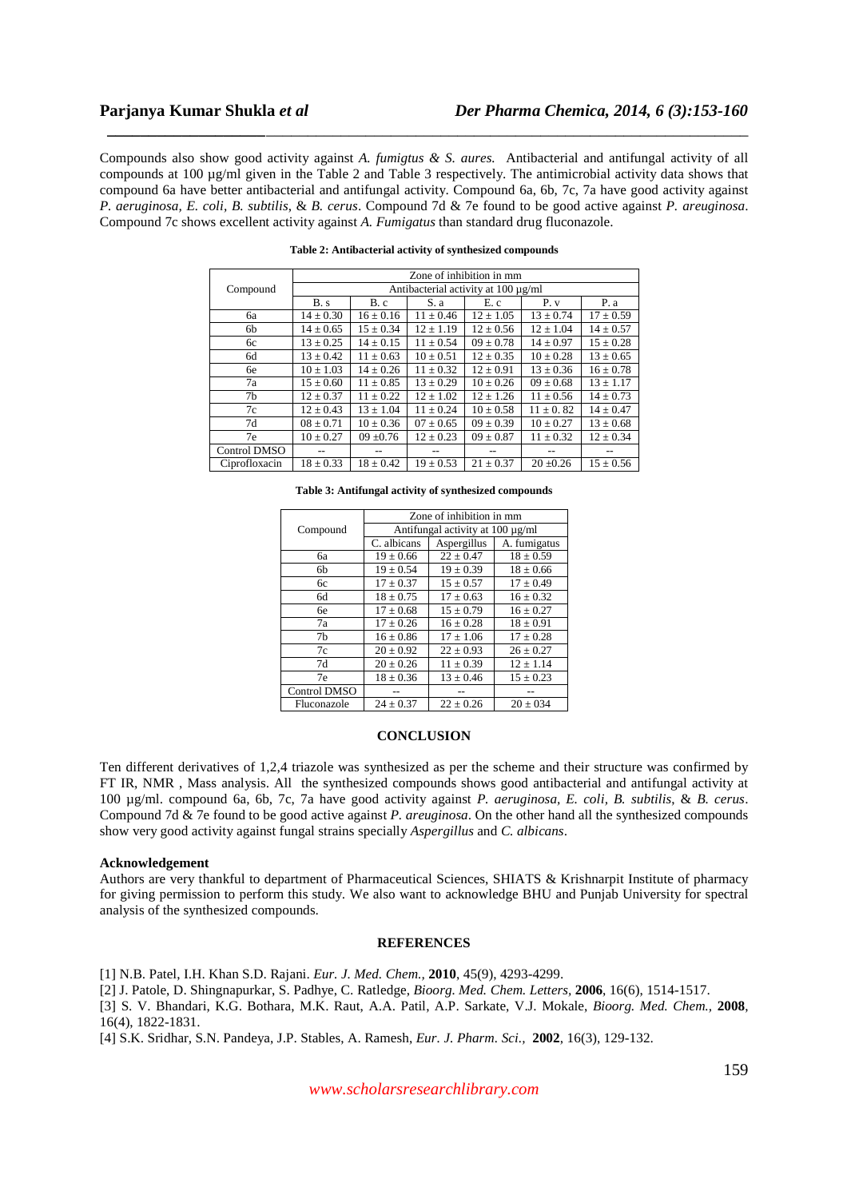Compounds also show good activity against *A. fumigtus & S. aures.* Antibacterial and antifungal activity of all compounds at 100 µg/ml given in the Table 2 and Table 3 respectively. The antimicrobial activity data shows that compound 6a have better antibacterial and antifungal activity. Compound 6a, 6b, 7c, 7a have good activity against *P. aeruginosa, E. coli, B. subtilis,* & *B. cerus*. Compound 7d & 7e found to be good active against *P. areuginosa*. Compound 7c shows excellent activity against *A. Fumigatus* than standard drug fluconazole.

**Table 2: Antibacterial activity of synthesized compounds**

| Compound | Zone of inhibition in mm | | | | | |
|---|---|---|---|---|---|---|
| | Antibacterial activity at 100 µg/ml | | | | | |
| | B. s | B. c | S. a | E. c | P. v | P. a |
| 6a | 14 ± 0.30 | 16 ± 0.16 | 11 ± 0.46 | 12 ± 1.05 | 13 ± 0.74 | 17 ± 0.59 |
| 6b | 14 ± 0.65 | 15 ± 0.34 | 12 ± 1.19 | 12 ± 0.56 | 12 ± 1.04 | 14 ± 0.57 |
| 6c | 13 ± 0.25 | 14 ± 0.15 | 11 ± 0.54 | 09 ± 0.78 | 14 ± 0.97 | 15 ± 0.28 |
| 6d | 13 ± 0.42 | 11 ± 0.63 | 10 ± 0.51 | 12 ± 0.35 | 10 ± 0.28 | 13 ± 0.65 |
| 6e | 10 ± 1.03 | 14 ± 0.26 | 11 ± 0.32 | 12 ± 0.91 | 13 ± 0.36 | 16 ± 0.78 |
| 7a | 15 ± 0.60 | 11 ± 0.85 | 13 ± 0.29 | 10 ± 0.26 | 09 ± 0.68 | 13 ± 1.17 |
| 7b | 12 ± 0.37 | 11 ± 0.22 | 12 ± 1.02 | 12 ± 1.26 | 11 ± 0.56 | 14 ± 0.73 |
| 7c | 12 ± 0.43 | 13 ± 1.04 | 11 ± 0.24 | 10 ± 0.58 | 11 ± 0. 82 | 14 ± 0.47 |
| 7d | 08 ± 0.71 | 10 ± 0.36 | 07 ± 0.65 | 09 ± 0.39 | 10 ± 0.27 | 13 ± 0.68 |
| 7e | 10 ± 0.27 | 09 ±0.76 | 12 ± 0.23 | 09 ± 0.87 | 11 ± 0.32 | 12 ± 0.34 |
| Control DMSO | -- | -- | -- | -- | -- | -- |
| Ciprofloxacin | 18 ± 0.33 | 18 ± 0.42 | 19 ± 0.53 | 21 ± 0.37 | 20 ±0.26 | 15 ± 0.56 |

**Table 3: Antifungal activity of synthesized compounds**

| Compound | Zone of inhibition in mm | | |
|---|---|---|---|
| | Antifungal activity at 100 µg/ml | | |
| | C. albicans | Aspergillus | A. fumigatus |
| 6a | 19 ± 0.66 | 22 ± 0.47 | 18 ± 0.59 |
| 6b | 19 ± 0.54 | 19 ± 0.39 | 18 ± 0.66 |
| 6c | 17 ± 0.37 | 15 ± 0.57 | 17 ± 0.49 |
| 6d | 18 ± 0.75 | 17 ± 0.63 | 16 ± 0.32 |
| 6e | 17 ± 0.68 | 15 ± 0.79 | 16 ± 0.27 |
| 7a | 17 ± 0.26 | 16 ± 0.28 | 18 ± 0.91 |
| 7b | 16 ± 0.86 | 17 ± 1.06 | 17 ± 0.28 |
| 7c | 20 ± 0.92 | 22 ± 0.93 | 26 ± 0.27 |
| 7d | 20 ± 0.26 | 11 ± 0.39 | 12 ± 1.14 |
| 7e | 18 ± 0.36 | 13 ± 0.46 | 15 ± 0.23 |
| Control DMSO | -- | -- | -- |
| Fluconazole | 24 ± 0.37 | 22 ± 0.26 | 20 ± 034 |

## CONCLUSION

Ten different derivatives of 1,2,4 triazole was synthesized as per the scheme and their structure was confirmed by FT IR, NMR , Mass analysis. All the synthesized compounds shows good antibacterial and antifungal activity at 100 µg/ml. compound 6a, 6b, 7c, 7a have good activity against *P. aeruginosa, E. coli, B. subtilis*, & *B. cerus*. Compound 7d & 7e found to be good active against *P. areuginosa*. On the other hand all the synthesized compounds show very good activity against fungal strains specially *Aspergillus* and *C. albicans*.

### Acknowledgement

Authors are very thankful to department of Pharmaceutical Sciences, SHIATS & Krishnarpit Institute of pharmacy for giving permission to perform this study. We also want to acknowledge BHU and Punjab University for spectral analysis of the synthesized compounds.

## REFERENCES

[1] N.B. Patel, I.H. Khan S.D. Rajani. *Eur. J. Med. Chem.,* **2010**, 45(9), 4293-4299.

[2] J. Patole, D. Shingnapurkar, S. Padhye, C. Ratledge, *Bioorg. Med. Chem. Letters,* **2006**, 16(6), 1514-1517.

[3] S. V. Bhandari, K.G. Bothara, M.K. Raut, A.A. Patil, A.P. Sarkate, V.J. Mokale, *Bioorg. Med. Chem.,* **2008**, 16(4), 1822-1831.

[4] S.K. Sridhar, S.N. Pandeya, J.P. Stables, A. Ramesh, *Eur. J. Pharm. Sci.,* **2002**, 16(3), 129-132.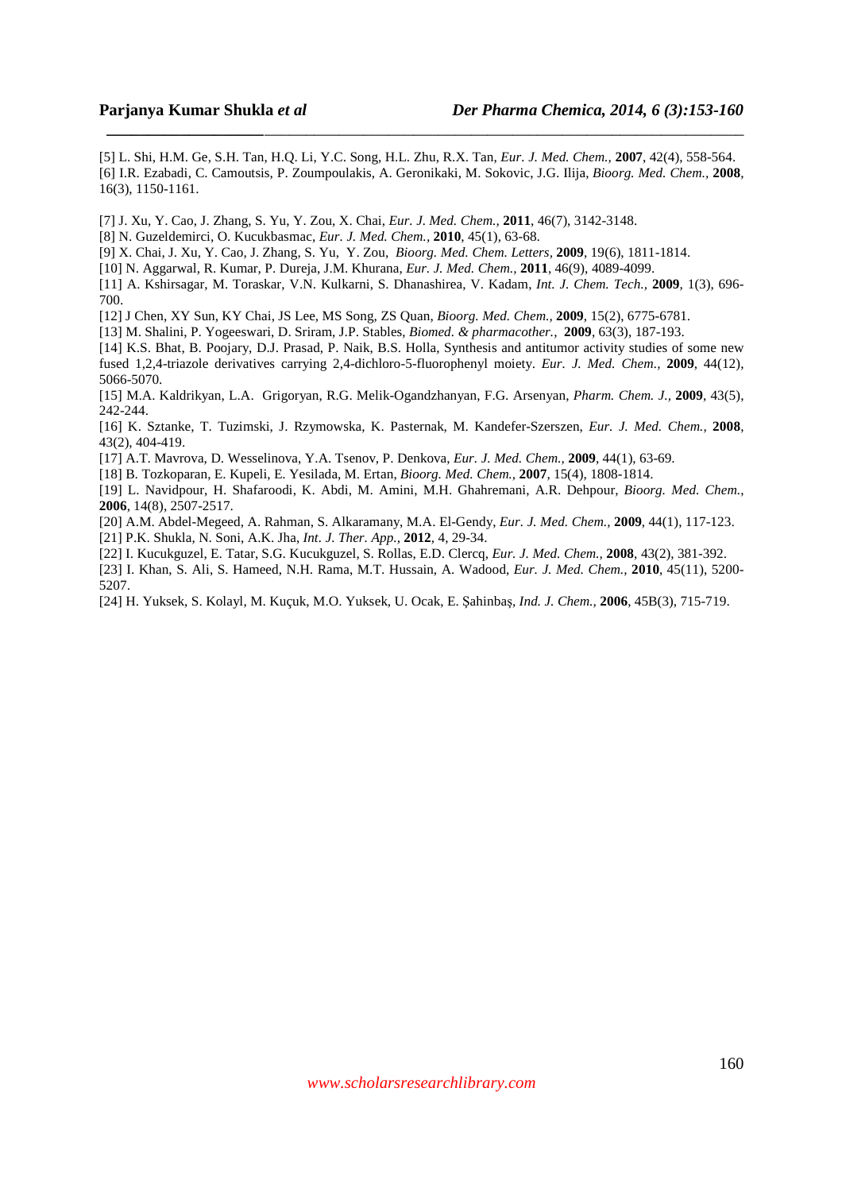[5] L. Shi, H.M. Ge, S.H. Tan, H.Q. Li, Y.C. Song, H.L. Zhu, R.X. Tan, *Eur. J. Med. Chem.*, **2007**, 42(4), 558-564.

[6] I.R. Ezabadi, C. Camoutsis, P. Zoumpoulakis, A. Geronikaki, M. Sokovic, J.G. Ilija, *Bioorg. Med. Chem.*, **2008**, 16(3), 1150-1161.

[7] J. Xu, Y. Cao, J. Zhang, S. Yu, Y. Zou, X. Chai, *Eur. J. Med. Chem.*, **2011**, 46(7), 3142-3148.

[8] N. Guzeldemirci, O. Kucukbasmac, *Eur. J. Med. Chem.*, **2010**, 45(1), 63-68.

[9] X. Chai, J. Xu, Y. Cao, J. Zhang, S. Yu, Y. Zou, *Bioorg. Med. Chem. Letters*, **2009**, 19(6), 1811-1814.

[10] N. Aggarwal, R. Kumar, P. Dureja, J.M. Khurana, *Eur. J. Med. Chem.*, **2011**, 46(9), 4089-4099.

[11] A. Kshirsagar, M. Toraskar, V.N. Kulkarni, S. Dhanashirea, V. Kadam, *Int. J. Chem. Tech.*, **2009**, 1(3), 696-700.

[12] J Chen, XY Sun, KY Chai, JS Lee, MS Song, ZS Quan, *Bioorg. Med. Chem.*, **2009**, 15(2), 6775-6781.

[13] M. Shalini, P. Yogeeswari, D. Sriram, J.P. Stables, *Biomed. & pharmacother.*, **2009**, 63(3), 187-193.

[14] K.S. Bhat, B. Poojary, D.J. Prasad, P. Naik, B.S. Holla, Synthesis and antitumor activity studies of some new fused 1,2,4-triazole derivatives carrying 2,4-dichloro-5-fluorophenyl moiety. *Eur. J. Med. Chem.*, **2009**, 44(12), 5066-5070.

[15] M.A. Kaldrikyan, L.A. Grigoryan, R.G. Melik-Ogandzhanyan, F.G. Arsenyan, *Pharm. Chem. J.*, **2009**, 43(5), 242-244.

[16] K. Sztanke, T. Tuzimski, J. Rzymowska, K. Pasternak, M. Kandefer-Szerszen, *Eur. J. Med. Chem.*, **2008**, 43(2), 404-419.

[17] A.T. Mavrova, D. Wesselinova, Y.A. Tsenov, P. Denkova, *Eur. J. Med. Chem.*, **2009**, 44(1), 63-69.

[18] B. Tozkoparan, E. Kupeli, E. Yesilada, M. Ertan, *Bioorg. Med. Chem.*, **2007**, 15(4), 1808-1814.

[19] L. Navidpour, H. Shafaroodi, K. Abdi, M. Amini, M.H. Ghahremani, A.R. Dehpour, *Bioorg. Med. Chem.*, **2006**, 14(8), 2507-2517.

[20] A.M. Abdel-Megeed, A. Rahman, S. Alkaramany, M.A. El-Gendy, *Eur. J. Med. Chem.*, **2009**, 44(1), 117-123.

[21] P.K. Shukla, N. Soni, A.K. Jha, *Int. J. Ther. App.*, **2012**, 4, 29-34.

[22] I. Kucukguzel, E. Tatar, S.G. Kucukguzel, S. Rollas, E.D. Clercq, *Eur. J. Med. Chem.*, **2008**, 43(2), 381-392.

[23] I. Khan, S. Ali, S. Hameed, N.H. Rama, M.T. Hussain, A. Wadood, *Eur. J. Med. Chem.*, **2010**, 45(11), 5200-5207.

[24] H. Yuksek, S. Kolayl, M. Kuçuk, M.O. Yuksek, U. Ocak, E. Şahinbaş, *Ind. J. Chem.*, **2006**, 45B(3), 715-719.